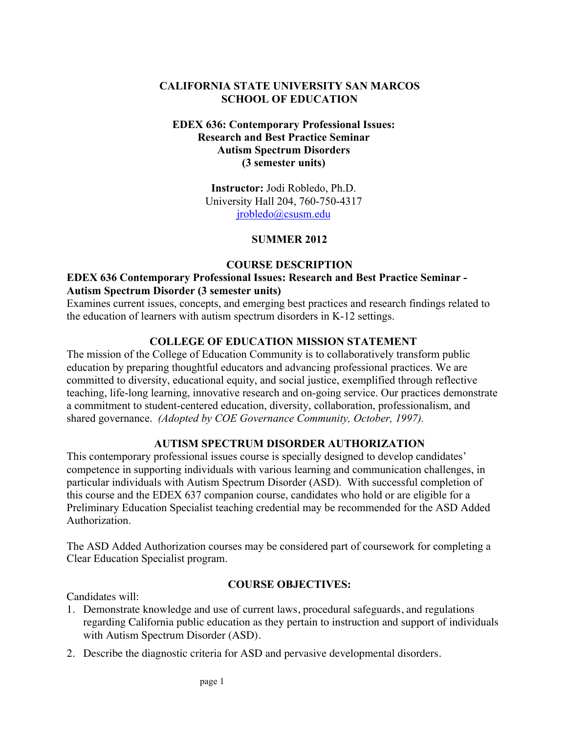# CALIFORNIA STATE UNIVERSITY SAN MARCOS
# SCHOOL OF EDUCATION

## EDEX 636: Contemporary Professional Issues: Research and Best Practice Seminar Autism Spectrum Disorders (3 semester units)

**Instructor:** Jodi Robledo, Ph.D.
University Hall 204, 760-750-4317
jrobledo@csusm.edu

**SUMMER 2012**

## COURSE DESCRIPTION

**EDEX 636 Contemporary Professional Issues: Research and Best Practice Seminar - Autism Spectrum Disorder (3 semester units)**

Examines current issues, concepts, and emerging best practices and research findings related to the education of learners with autism spectrum disorders in K-12 settings.

## COLLEGE OF EDUCATION MISSION STATEMENT

The mission of the College of Education Community is to collaboratively transform public education by preparing thoughtful educators and advancing professional practices. We are committed to diversity, educational equity, and social justice, exemplified through reflective teaching, life-long learning, innovative research and on-going service. Our practices demonstrate a commitment to student-centered education, diversity, collaboration, professionalism, and shared governance. *(Adopted by COE Governance Community, October, 1997).*

## AUTISM SPECTRUM DISORDER AUTHORIZATION

This contemporary professional issues course is specially designed to develop candidates' competence in supporting individuals with various learning and communication challenges, in particular individuals with Autism Spectrum Disorder (ASD). With successful completion of this course and the EDEX 637 companion course, candidates who hold or are eligible for a Preliminary Education Specialist teaching credential may be recommended for the ASD Added Authorization.

The ASD Added Authorization courses may be considered part of coursework for completing a Clear Education Specialist program.

## COURSE OBJECTIVES:

Candidates will:

1. Demonstrate knowledge and use of current laws, procedural safeguards, and regulations regarding California public education as they pertain to instruction and support of individuals with Autism Spectrum Disorder (ASD).
2. Describe the diagnostic criteria for ASD and pervasive developmental disorders.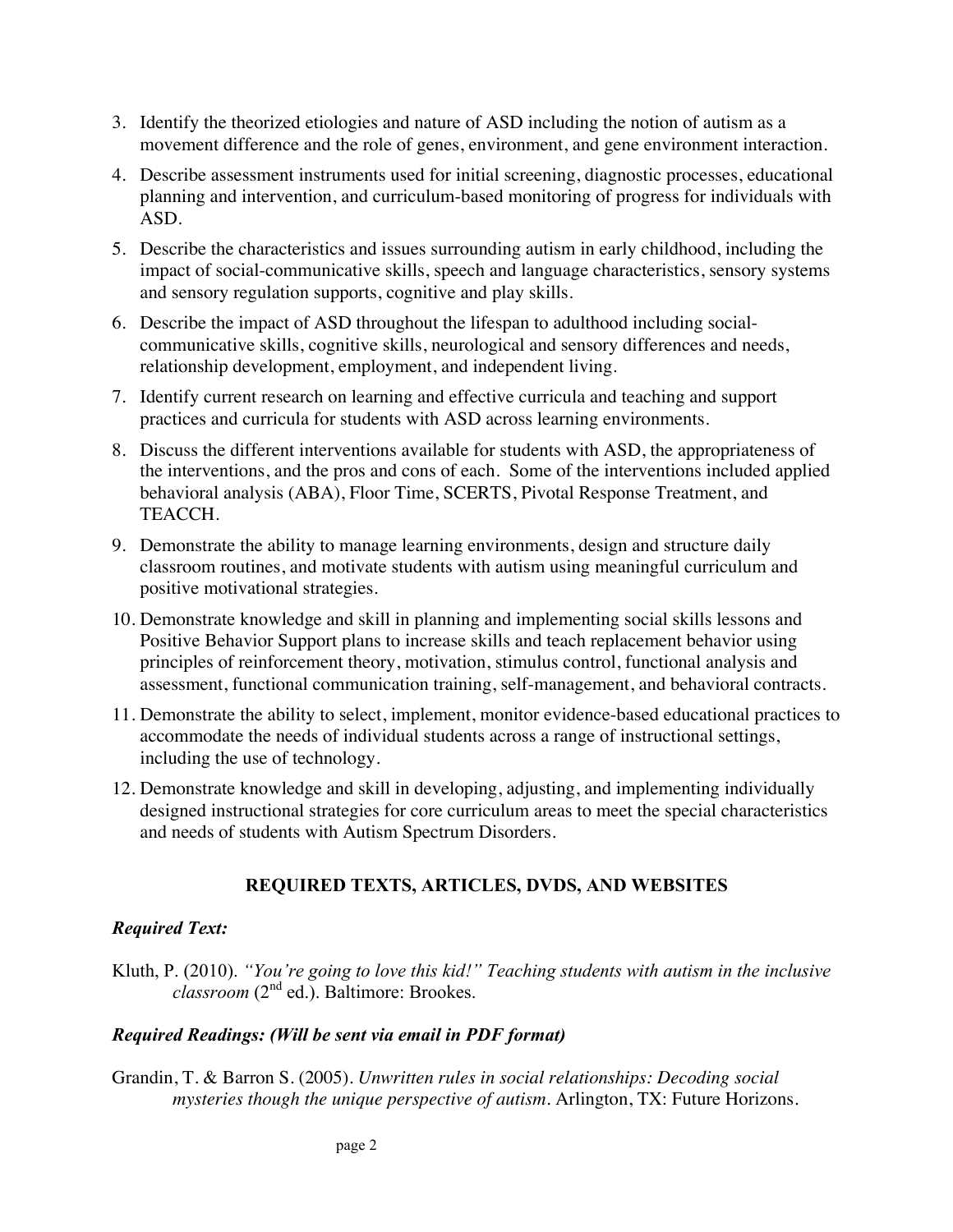3. Identify the theorized etiologies and nature of ASD including the notion of autism as a movement difference and the role of genes, environment, and gene environment interaction.
4. Describe assessment instruments used for initial screening, diagnostic processes, educational planning and intervention, and curriculum-based monitoring of progress for individuals with ASD.
5. Describe the characteristics and issues surrounding autism in early childhood, including the impact of social-communicative skills, speech and language characteristics, sensory systems and sensory regulation supports, cognitive and play skills.
6. Describe the impact of ASD throughout the lifespan to adulthood including social-communicative skills, cognitive skills, neurological and sensory differences and needs, relationship development, employment, and independent living.
7. Identify current research on learning and effective curricula and teaching and support practices and curricula for students with ASD across learning environments.
8. Discuss the different interventions available for students with ASD, the appropriateness of the interventions, and the pros and cons of each. Some of the interventions included applied behavioral analysis (ABA), Floor Time, SCERTS, Pivotal Response Treatment, and TEACCH.
9. Demonstrate the ability to manage learning environments, design and structure daily classroom routines, and motivate students with autism using meaningful curriculum and positive motivational strategies.
10. Demonstrate knowledge and skill in planning and implementing social skills lessons and Positive Behavior Support plans to increase skills and teach replacement behavior using principles of reinforcement theory, motivation, stimulus control, functional analysis and assessment, functional communication training, self-management, and behavioral contracts.
11. Demonstrate the ability to select, implement, monitor evidence-based educational practices to accommodate the needs of individual students across a range of instructional settings, including the use of technology.
12. Demonstrate knowledge and skill in developing, adjusting, and implementing individually designed instructional strategies for core curriculum areas to meet the special characteristics and needs of students with Autism Spectrum Disorders.

## REQUIRED TEXTS, ARTICLES, DVDS, AND WEBSITES

### *Required Text:*

Kluth, P. (2010). *"You're going to love this kid!" Teaching students with autism in the inclusive classroom* (2nd ed.). Baltimore: Brookes.

### *Required Readings: (Will be sent via email in PDF format)*

Grandin, T. & Barron S. (2005). *Unwritten rules in social relationships: Decoding social mysteries though the unique perspective of autism*. Arlington, TX: Future Horizons.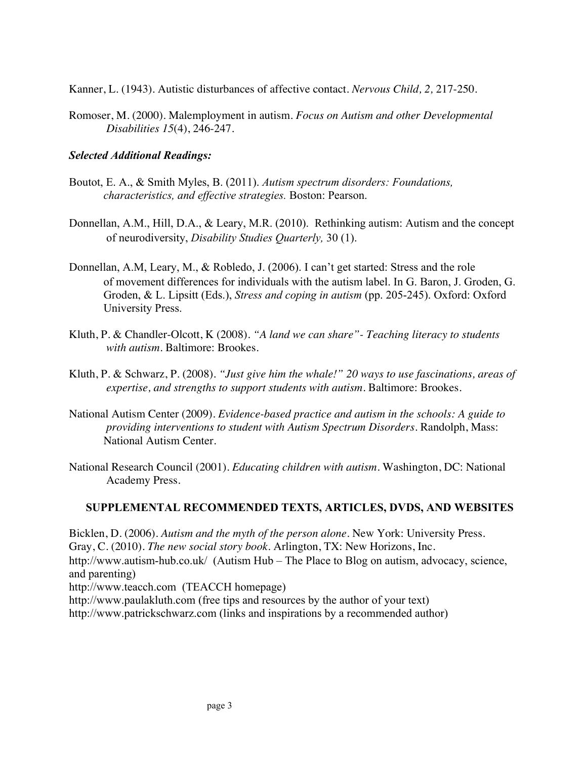Kanner, L. (1943). Autistic disturbances of affective contact. *Nervous Child, 2,* 217-250.

Romoser, M. (2000). Malemployment in autism. *Focus on Autism and other Developmental Disabilities 15*(4), 246-247.

### *Selected Additional Readings:*

Boutot, E. A., & Smith Myles, B. (2011). *Autism spectrum disorders: Foundations, characteristics, and effective strategies.* Boston: Pearson.

Donnellan, A.M., Hill, D.A., & Leary, M.R. (2010). Rethinking autism: Autism and the concept of neurodiversity, *Disability Studies Quarterly,* 30 (1).

Donnellan, A.M, Leary, M., & Robledo, J. (2006). I can't get started: Stress and the role of movement differences for individuals with the autism label. In G. Baron, J. Groden, G. Groden, & L. Lipsitt (Eds.), *Stress and coping in autism* (pp. 205-245). Oxford: Oxford University Press.

Kluth, P. & Chandler-Olcott, K (2008). *"A land we can share"- Teaching literacy to students with autism*. Baltimore: Brookes.

Kluth, P. & Schwarz, P. (2008). *"Just give him the whale!" 20 ways to use fascinations, areas of expertise, and strengths to support students with autism*. Baltimore: Brookes.

National Autism Center (2009). *Evidence-based practice and autism in the schools: A guide to providing interventions to student with Autism Spectrum Disorders*. Randolph, Mass: National Autism Center.

National Research Council (2001). *Educating children with autism*. Washington, DC: National Academy Press.

## SUPPLEMENTAL RECOMMENDED TEXTS, ARTICLES, DVDS, AND WEBSITES

Bicklen, D. (2006). *Autism and the myth of the person alone*. New York: University Press.
Gray, C. (2010). *The new social story book*. Arlington, TX: New Horizons, Inc.
http://www.autism-hub.co.uk/ (Autism Hub – The Place to Blog on autism, advocacy, science, and parenting)
http://www.teacch.com (TEACCH homepage)
http://www.paulakluth.com (free tips and resources by the author of your text)
http://www.patrickschwarz.com (links and inspirations by a recommended author)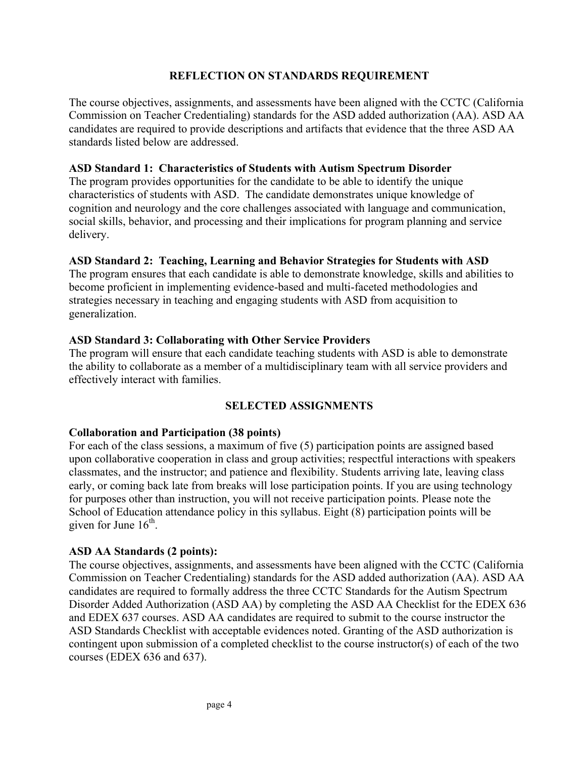## REFLECTION ON STANDARDS REQUIREMENT

The course objectives, assignments, and assessments have been aligned with the CCTC (California Commission on Teacher Credentialing) standards for the ASD added authorization (AA). ASD AA candidates are required to provide descriptions and artifacts that evidence that the three ASD AA standards listed below are addressed.

**ASD Standard 1: Characteristics of Students with Autism Spectrum Disorder**
The program provides opportunities for the candidate to be able to identify the unique characteristics of students with ASD. The candidate demonstrates unique knowledge of cognition and neurology and the core challenges associated with language and communication, social skills, behavior, and processing and their implications for program planning and service delivery.

**ASD Standard 2: Teaching, Learning and Behavior Strategies for Students with ASD**
The program ensures that each candidate is able to demonstrate knowledge, skills and abilities to become proficient in implementing evidence-based and multi-faceted methodologies and strategies necessary in teaching and engaging students with ASD from acquisition to generalization.

**ASD Standard 3: Collaborating with Other Service Providers**
The program will ensure that each candidate teaching students with ASD is able to demonstrate the ability to collaborate as a member of a multidisciplinary team with all service providers and effectively interact with families.

## SELECTED ASSIGNMENTS

**Collaboration and Participation (38 points)**
For each of the class sessions, a maximum of five (5) participation points are assigned based upon collaborative cooperation in class and group activities; respectful interactions with speakers classmates, and the instructor; and patience and flexibility. Students arriving late, leaving class early, or coming back late from breaks will lose participation points. If you are using technology for purposes other than instruction, you will not receive participation points. Please note the School of Education attendance policy in this syllabus. Eight (8) participation points will be given for June 16th.

**ASD AA Standards (2 points):**
The course objectives, assignments, and assessments have been aligned with the CCTC (California Commission on Teacher Credentialing) standards for the ASD added authorization (AA). ASD AA candidates are required to formally address the three CCTC Standards for the Autism Spectrum Disorder Added Authorization (ASD AA) by completing the ASD AA Checklist for the EDEX 636 and EDEX 637 courses. ASD AA candidates are required to submit to the course instructor the ASD Standards Checklist with acceptable evidences noted. Granting of the ASD authorization is contingent upon submission of a completed checklist to the course instructor(s) of each of the two courses (EDEX 636 and 637).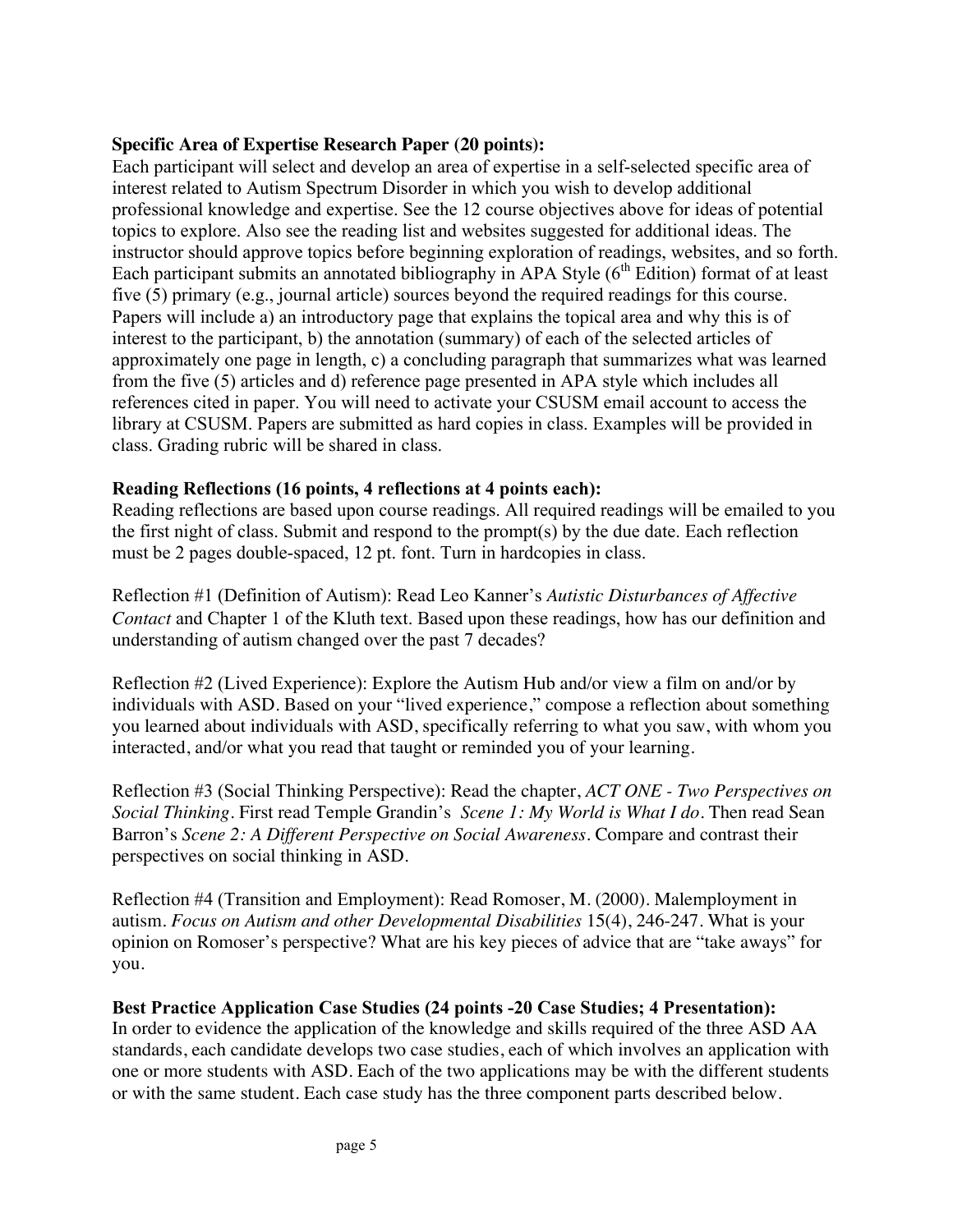**Specific Area of Expertise Research Paper (20 points):**
Each participant will select and develop an area of expertise in a self-selected specific area of interest related to Autism Spectrum Disorder in which you wish to develop additional professional knowledge and expertise. See the 12 course objectives above for ideas of potential topics to explore. Also see the reading list and websites suggested for additional ideas. The instructor should approve topics before beginning exploration of readings, websites, and so forth. Each participant submits an annotated bibliography in APA Style (6th Edition) format of at least five (5) primary (e.g., journal article) sources beyond the required readings for this course. Papers will include a) an introductory page that explains the topical area and why this is of interest to the participant, b) the annotation (summary) of each of the selected articles of approximately one page in length, c) a concluding paragraph that summarizes what was learned from the five (5) articles and d) reference page presented in APA style which includes all references cited in paper. You will need to activate your CSUSM email account to access the library at CSUSM. Papers are submitted as hard copies in class. Examples will be provided in class. Grading rubric will be shared in class.

**Reading Reflections (16 points, 4 reflections at 4 points each):**
Reading reflections are based upon course readings. All required readings will be emailed to you the first night of class. Submit and respond to the prompt(s) by the due date. Each reflection must be 2 pages double-spaced, 12 pt. font. Turn in hardcopies in class.

Reflection #1 (Definition of Autism): Read Leo Kanner's *Autistic Disturbances of Affective Contact* and Chapter 1 of the Kluth text. Based upon these readings, how has our definition and understanding of autism changed over the past 7 decades?

Reflection #2 (Lived Experience): Explore the Autism Hub and/or view a film on and/or by individuals with ASD. Based on your "lived experience," compose a reflection about something you learned about individuals with ASD, specifically referring to what you saw, with whom you interacted, and/or what you read that taught or reminded you of your learning.

Reflection #3 (Social Thinking Perspective): Read the chapter, *ACT ONE - Two Perspectives on Social Thinking*. First read Temple Grandin's *Scene 1: My World is What I do*. Then read Sean Barron's *Scene 2: A Different Perspective on Social Awareness*. Compare and contrast their perspectives on social thinking in ASD.

Reflection #4 (Transition and Employment): Read Romoser, M. (2000). Malemployment in autism. *Focus on Autism and other Developmental Disabilities* 15(4), 246-247. What is your opinion on Romoser's perspective? What are his key pieces of advice that are "take aways" for you.

**Best Practice Application Case Studies (24 points -20 Case Studies; 4 Presentation):**
In order to evidence the application of the knowledge and skills required of the three ASD AA standards, each candidate develops two case studies, each of which involves an application with one or more students with ASD. Each of the two applications may be with the different students or with the same student. Each case study has the three component parts described below.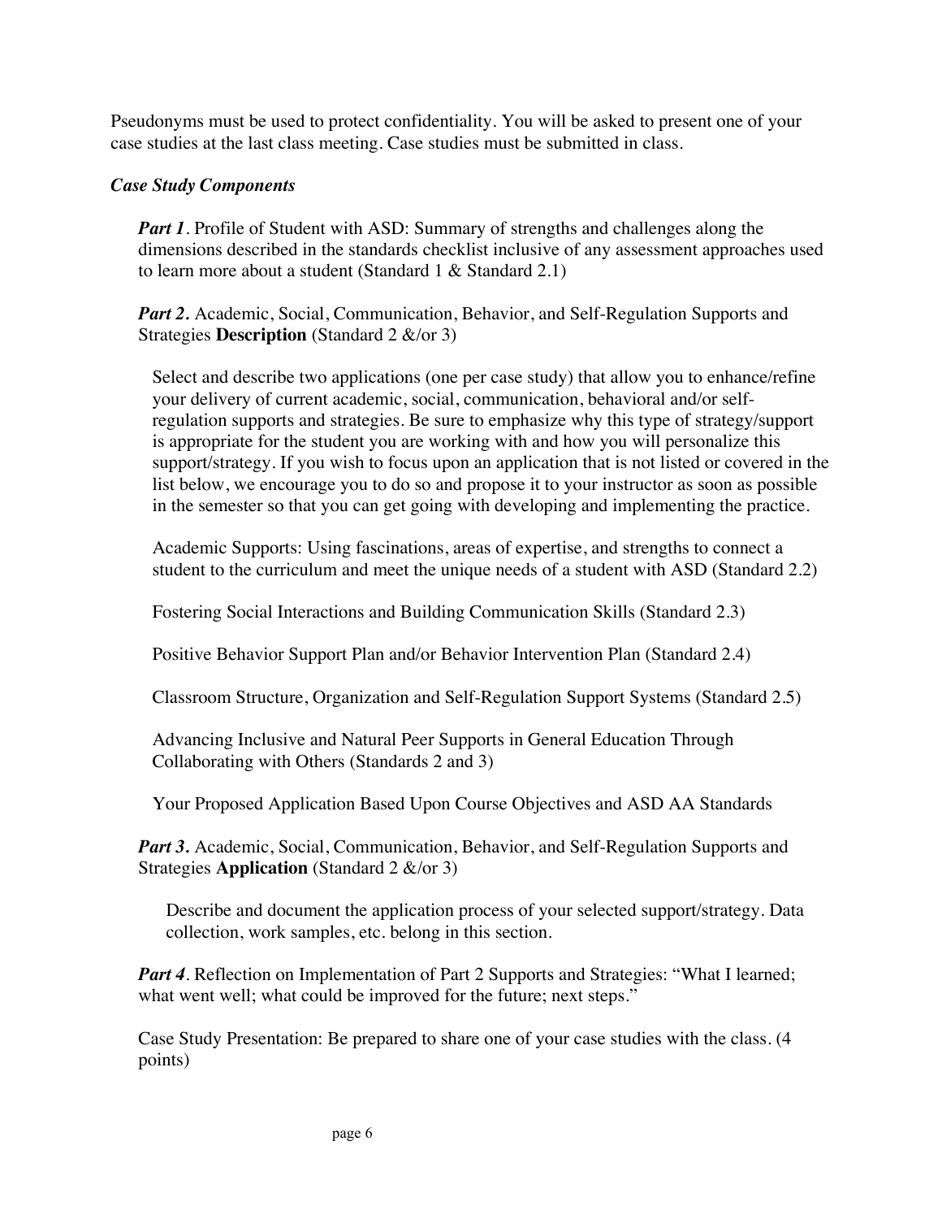Pseudonyms must be used to protect confidentiality. You will be asked to present one of your case studies at the last class meeting. Case studies must be submitted in class.

### *Case Study Components*

***Part 1***. Profile of Student with ASD: Summary of strengths and challenges along the dimensions described in the standards checklist inclusive of any assessment approaches used to learn more about a student (Standard 1 & Standard 2.1)

***Part 2.*** Academic, Social, Communication, Behavior, and Self-Regulation Supports and Strategies **Description** (Standard 2 &/or 3)

Select and describe two applications (one per case study) that allow you to enhance/refine your delivery of current academic, social, communication, behavioral and/or self-regulation supports and strategies. Be sure to emphasize why this type of strategy/support is appropriate for the student you are working with and how you will personalize this support/strategy. If you wish to focus upon an application that is not listed or covered in the list below, we encourage you to do so and propose it to your instructor as soon as possible in the semester so that you can get going with developing and implementing the practice.

Academic Supports: Using fascinations, areas of expertise, and strengths to connect a student to the curriculum and meet the unique needs of a student with ASD (Standard 2.2)

Fostering Social Interactions and Building Communication Skills (Standard 2.3)

Positive Behavior Support Plan and/or Behavior Intervention Plan (Standard 2.4)

Classroom Structure, Organization and Self-Regulation Support Systems (Standard 2.5)

Advancing Inclusive and Natural Peer Supports in General Education Through Collaborating with Others (Standards 2 and 3)

Your Proposed Application Based Upon Course Objectives and ASD AA Standards

***Part 3.*** Academic, Social, Communication, Behavior, and Self-Regulation Supports and Strategies **Application** (Standard 2 &/or 3)

Describe and document the application process of your selected support/strategy. Data collection, work samples, etc. belong in this section.

***Part 4***. Reflection on Implementation of Part 2 Supports and Strategies: "What I learned; what went well; what could be improved for the future; next steps."

Case Study Presentation: Be prepared to share one of your case studies with the class. (4 points)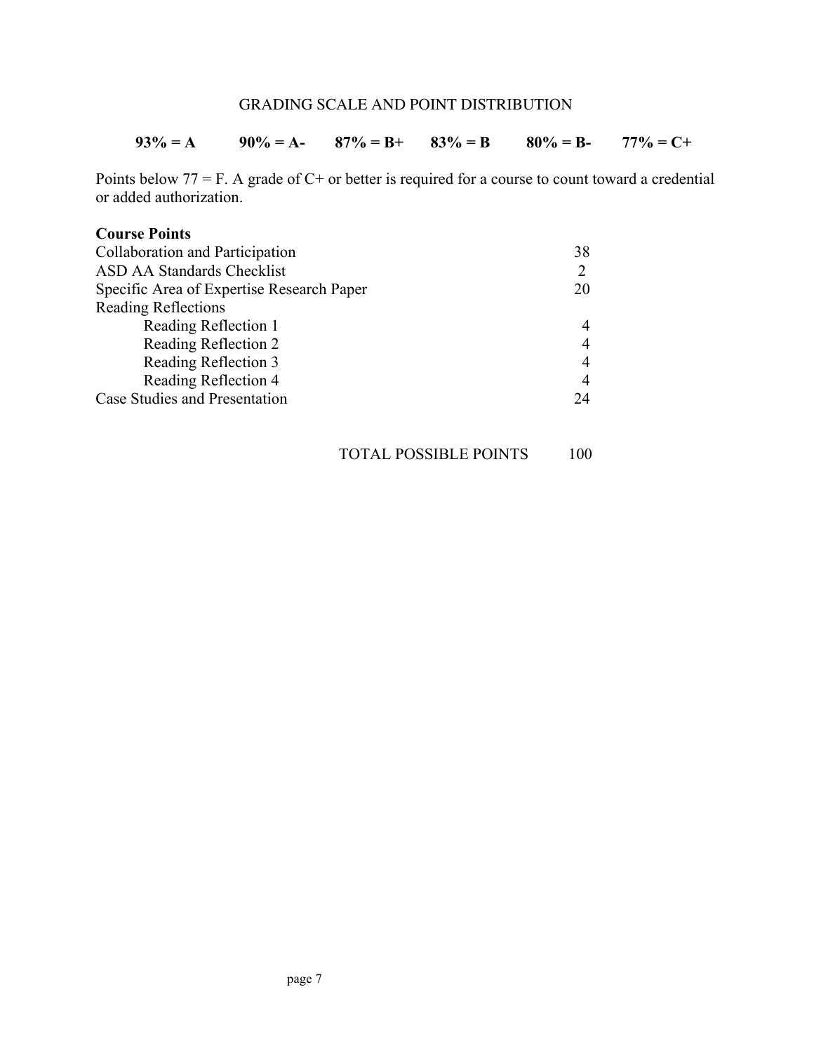## GRADING SCALE AND POINT DISTRIBUTION

**93% = A** **90% = A-** **87% = B+** **83% = B** **80% = B-** **77% = C+**

Points below 77 = F. A grade of C+ or better is required for a course to count toward a credential or added authorization.

**Course Points**

| | |
|---|---|
| Collaboration and Participation | 38 |
| ASD AA Standards Checklist | 2 |
| Specific Area of Expertise Research Paper | 20 |
| Reading Reflections | |
| Reading Reflection 1 | 4 |
| Reading Reflection 2 | 4 |
| Reading Reflection 3 | 4 |
| Reading Reflection 4 | 4 |
| Case Studies and Presentation | 24 |
| TOTAL POSSIBLE POINTS | 100 |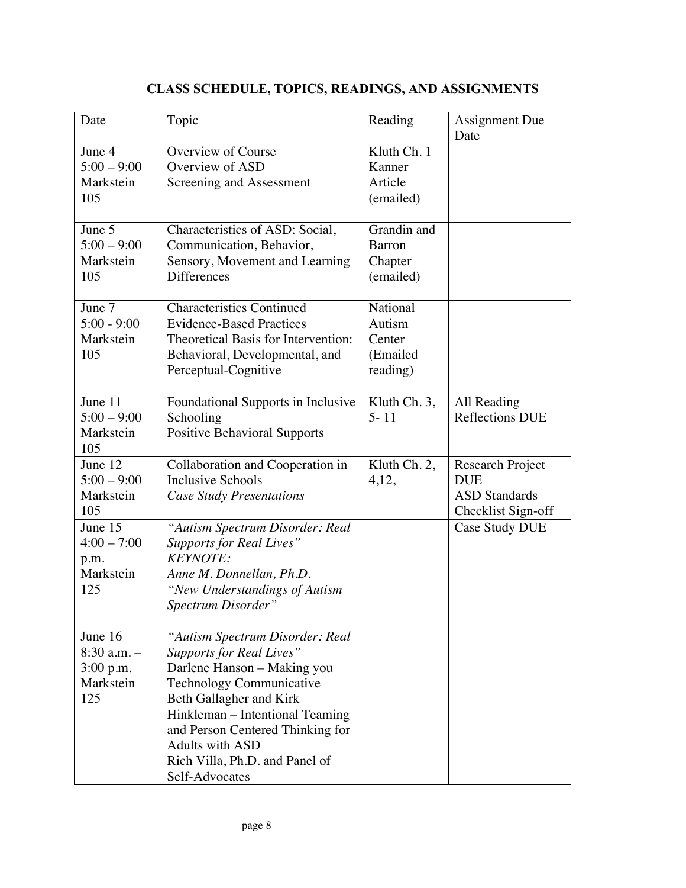## CLASS SCHEDULE, TOPICS, READINGS, AND ASSIGNMENTS

| Date | Topic | Reading | Assignment Due Date |
|---|---|---|---|
| June 4<br>5:00 – 9:00<br>Markstein 105 | Overview of Course<br>Overview of ASD<br>Screening and Assessment | Kluth Ch. 1<br>Kanner Article (emailed) | |
| June 5<br>5:00 – 9:00<br>Markstein 105 | Characteristics of ASD: Social, Communication, Behavior, Sensory, Movement and Learning Differences | Grandin and Barron Chapter (emailed) | |
| June 7<br>5:00 - 9:00<br>Markstein 105 | Characteristics Continued<br>Evidence-Based Practices<br>Theoretical Basis for Intervention: Behavioral, Developmental, and Perceptual-Cognitive | National Autism Center (Emailed reading) | |
| June 11<br>5:00 – 9:00<br>Markstein 105 | Foundational Supports in Inclusive Schooling<br>Positive Behavioral Supports | Kluth Ch. 3, 5- 11 | All Reading Reflections DUE |
| June 12<br>5:00 – 9:00<br>Markstein 105 | Collaboration and Cooperation in Inclusive Schools<br>*Case Study Presentations* | Kluth Ch. 2, 4,12, | Research Project DUE<br>ASD Standards Checklist Sign-off |
| June 15<br>4:00 – 7:00 p.m.<br>Markstein 125 | *"Autism Spectrum Disorder: Real Supports for Real Lives"*<br>*KEYNOTE:*<br>*Anne M. Donnellan, Ph.D.*<br>*"New Understandings of Autism Spectrum Disorder"* | | Case Study DUE |
| June 16<br>8:30 a.m. – 3:00 p.m.<br>Markstein 125 | *"Autism Spectrum Disorder: Real Supports for Real Lives"*<br>Darlene Hanson – Making you Technology Communicative<br>Beth Gallagher and Kirk Hinkleman – Intentional Teaming and Person Centered Thinking for Adults with ASD<br>Rich Villa, Ph.D. and Panel of Self-Advocates | | |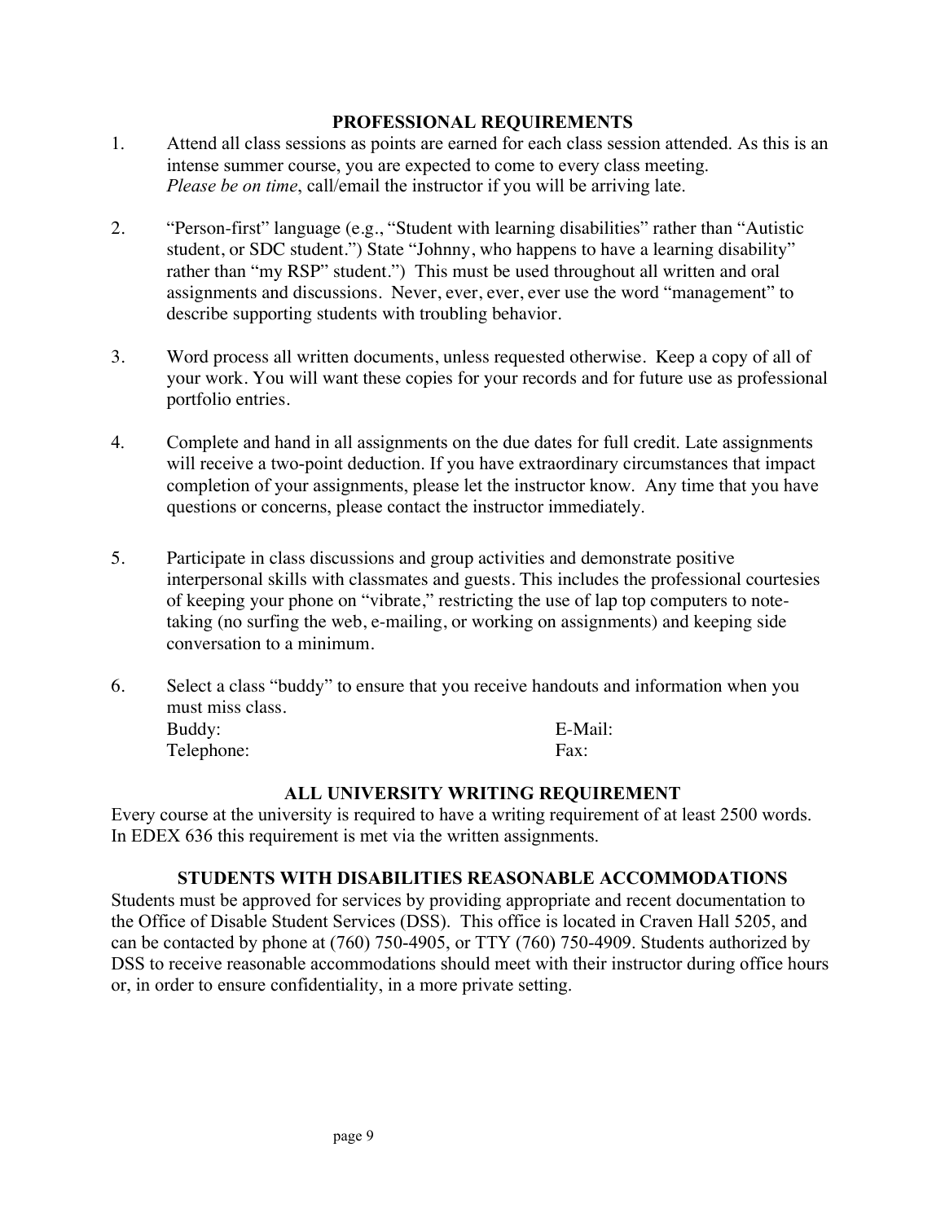## PROFESSIONAL REQUIREMENTS

1. Attend all class sessions as points are earned for each class session attended. As this is an intense summer course, you are expected to come to every class meeting. *Please be on time*, call/email the instructor if you will be arriving late.

2. "Person-first" language (e.g., "Student with learning disabilities" rather than "Autistic student, or SDC student.") State "Johnny, who happens to have a learning disability" rather than "my RSP" student.") This must be used throughout all written and oral assignments and discussions. Never, ever, ever, ever use the word "management" to describe supporting students with troubling behavior.

3. Word process all written documents, unless requested otherwise. Keep a copy of all of your work. You will want these copies for your records and for future use as professional portfolio entries.

4. Complete and hand in all assignments on the due dates for full credit. Late assignments will receive a two-point deduction. If you have extraordinary circumstances that impact completion of your assignments, please let the instructor know. Any time that you have questions or concerns, please contact the instructor immediately.

5. Participate in class discussions and group activities and demonstrate positive interpersonal skills with classmates and guests. This includes the professional courtesies of keeping your phone on "vibrate," restricting the use of lap top computers to note-taking (no surfing the web, e-mailing, or working on assignments) and keeping side conversation to a minimum.

6. Select a class "buddy" to ensure that you receive handouts and information when you must miss class.

   Buddy: E-Mail:

   Telephone: Fax:

## ALL UNIVERSITY WRITING REQUIREMENT

Every course at the university is required to have a writing requirement of at least 2500 words. In EDEX 636 this requirement is met via the written assignments.

## STUDENTS WITH DISABILITIES REASONABLE ACCOMMODATIONS

Students must be approved for services by providing appropriate and recent documentation to the Office of Disable Student Services (DSS). This office is located in Craven Hall 5205, and can be contacted by phone at (760) 750-4905, or TTY (760) 750-4909. Students authorized by DSS to receive reasonable accommodations should meet with their instructor during office hours or, in order to ensure confidentiality, in a more private setting.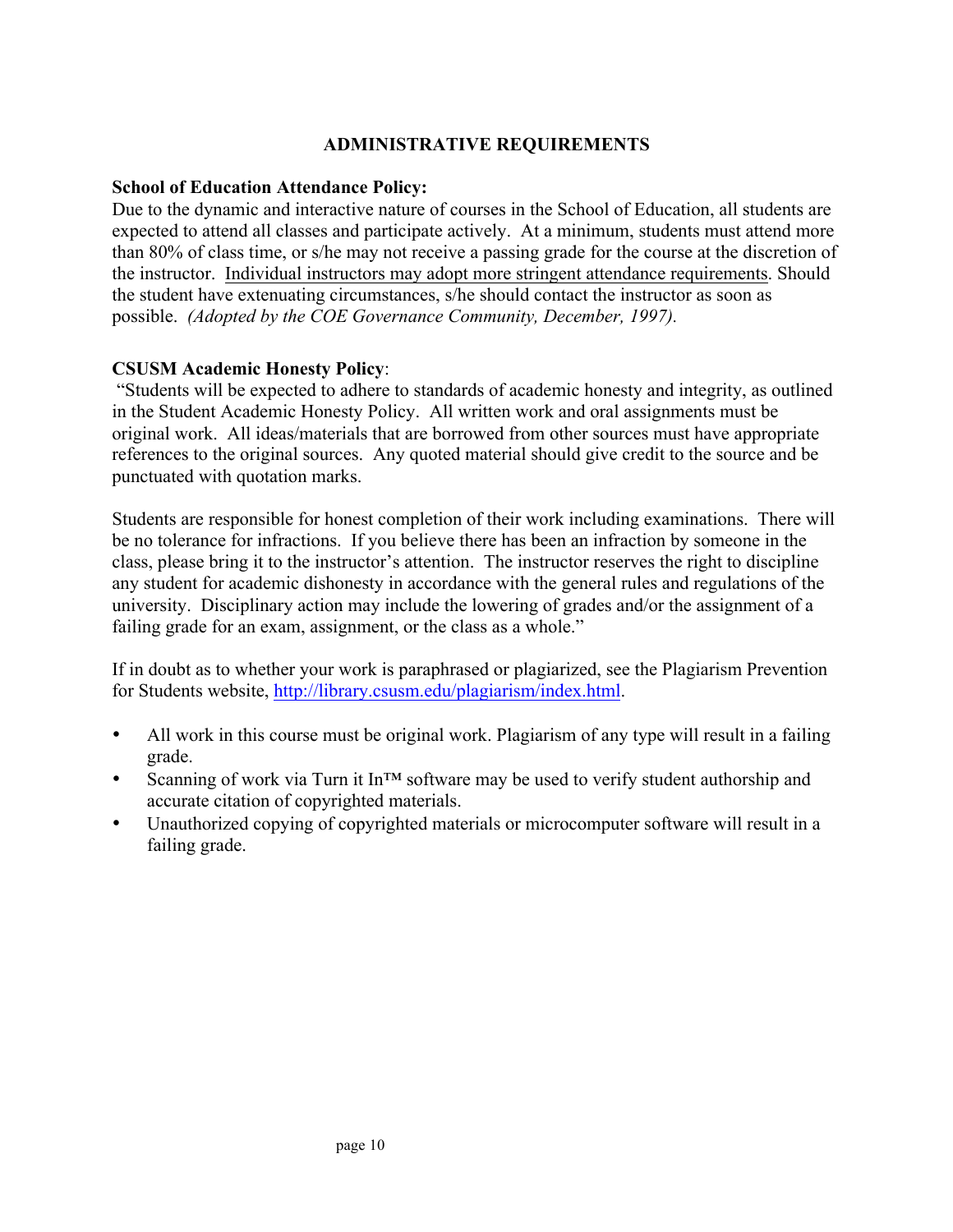## ADMINISTRATIVE REQUIREMENTS

**School of Education Attendance Policy:**
Due to the dynamic and interactive nature of courses in the School of Education, all students are expected to attend all classes and participate actively. At a minimum, students must attend more than 80% of class time, or s/he may not receive a passing grade for the course at the discretion of the instructor. Individual instructors may adopt more stringent attendance requirements. Should the student have extenuating circumstances, s/he should contact the instructor as soon as possible. *(Adopted by the COE Governance Community, December, 1997).*

**CSUSM Academic Honesty Policy**:
"Students will be expected to adhere to standards of academic honesty and integrity, as outlined in the Student Academic Honesty Policy. All written work and oral assignments must be original work. All ideas/materials that are borrowed from other sources must have appropriate references to the original sources. Any quoted material should give credit to the source and be punctuated with quotation marks.

Students are responsible for honest completion of their work including examinations. There will be no tolerance for infractions. If you believe there has been an infraction by someone in the class, please bring it to the instructor's attention. The instructor reserves the right to discipline any student for academic dishonesty in accordance with the general rules and regulations of the university. Disciplinary action may include the lowering of grades and/or the assignment of a failing grade for an exam, assignment, or the class as a whole."

If in doubt as to whether your work is paraphrased or plagiarized, see the Plagiarism Prevention for Students website, http://library.csusm.edu/plagiarism/index.html.

- All work in this course must be original work. Plagiarism of any type will result in a failing grade.
- Scanning of work via Turn it In™ software may be used to verify student authorship and accurate citation of copyrighted materials.
- Unauthorized copying of copyrighted materials or microcomputer software will result in a failing grade.